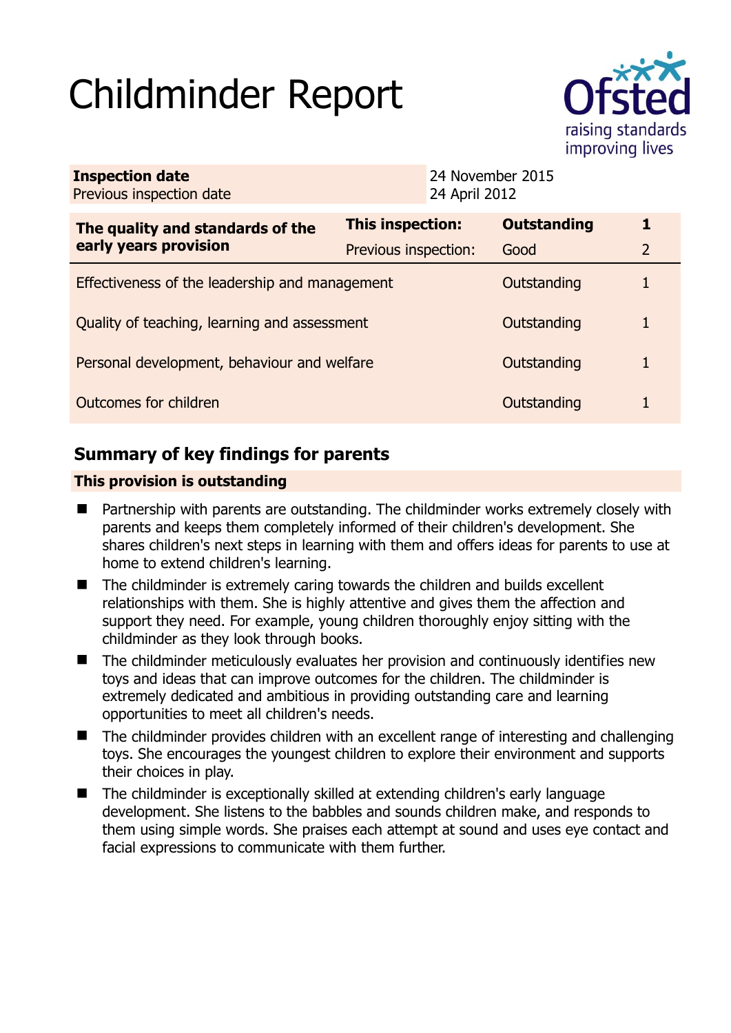# Childminder Report

Ofsted
raising standards
improving lives

| **Inspection date** | 24 November 2015 |
|---|---|
| Previous inspection date | 24 April 2012 |

| **The quality and standards of the early years provision** | **This inspection:** | **Outstanding** | **1** |
|---|---|---|---|
| | Previous inspection: | Good | 2 |
| Effectiveness of the leadership and management | | Outstanding | 1 |
| Quality of teaching, learning and assessment | | Outstanding | 1 |
| Personal development, behaviour and welfare | | Outstanding | 1 |
| Outcomes for children | | Outstanding | 1 |

## Summary of key findings for parents

**This provision is outstanding**

- Partnership with parents are outstanding. The childminder works extremely closely with parents and keeps them completely informed of their children's development. She shares children's next steps in learning with them and offers ideas for parents to use at home to extend children's learning.
- The childminder is extremely caring towards the children and builds excellent relationships with them. She is highly attentive and gives them the affection and support they need. For example, young children thoroughly enjoy sitting with the childminder as they look through books.
- The childminder meticulously evaluates her provision and continuously identifies new toys and ideas that can improve outcomes for the children. The childminder is extremely dedicated and ambitious in providing outstanding care and learning opportunities to meet all children's needs.
- The childminder provides children with an excellent range of interesting and challenging toys. She encourages the youngest children to explore their environment and supports their choices in play.
- The childminder is exceptionally skilled at extending children's early language development. She listens to the babbles and sounds children make, and responds to them using simple words. She praises each attempt at sound and uses eye contact and facial expressions to communicate with them further.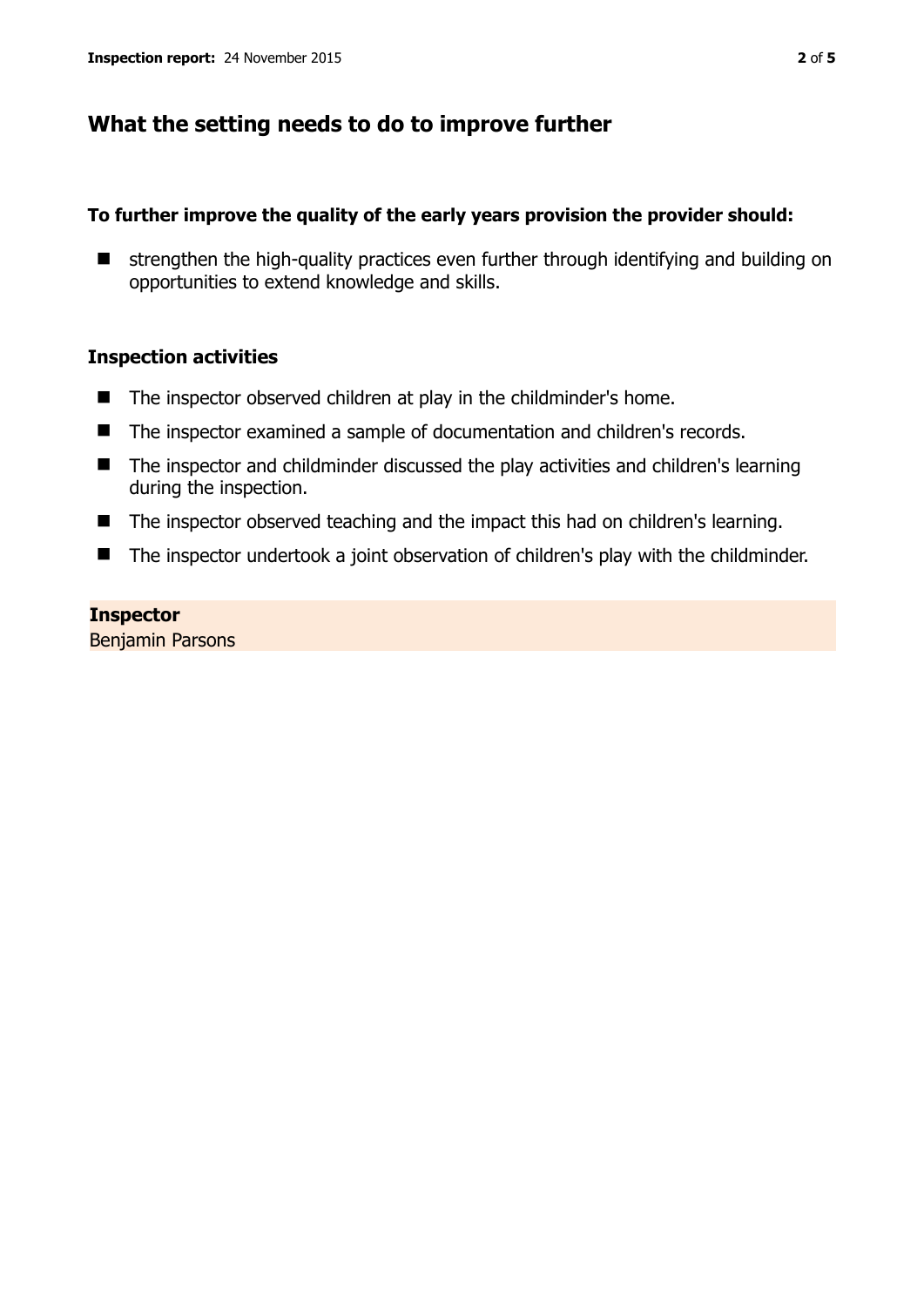## What the setting needs to do to improve further

**To further improve the quality of the early years provision the provider should:**

- strengthen the high-quality practices even further through identifying and building on opportunities to extend knowledge and skills.

### Inspection activities

- The inspector observed children at play in the childminder's home.
- The inspector examined a sample of documentation and children's records.
- The inspector and childminder discussed the play activities and children's learning during the inspection.
- The inspector observed teaching and the impact this had on children's learning.
- The inspector undertook a joint observation of children's play with the childminder.

**Inspector**
Benjamin Parsons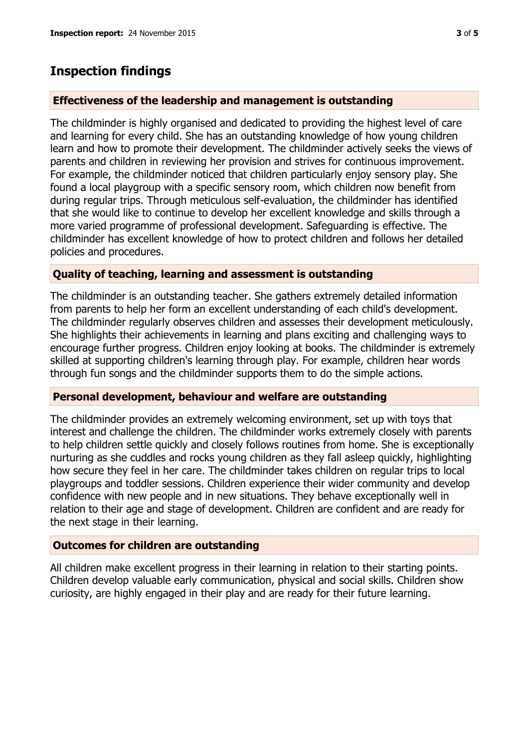## Inspection findings

### Effectiveness of the leadership and management is outstanding

The childminder is highly organised and dedicated to providing the highest level of care and learning for every child. She has an outstanding knowledge of how young children learn and how to promote their development. The childminder actively seeks the views of parents and children in reviewing her provision and strives for continuous improvement. For example, the childminder noticed that children particularly enjoy sensory play. She found a local playgroup with a specific sensory room, which children now benefit from during regular trips. Through meticulous self-evaluation, the childminder has identified that she would like to continue to develop her excellent knowledge and skills through a more varied programme of professional development. Safeguarding is effective. The childminder has excellent knowledge of how to protect children and follows her detailed policies and procedures.

### Quality of teaching, learning and assessment is outstanding

The childminder is an outstanding teacher. She gathers extremely detailed information from parents to help her form an excellent understanding of each child's development. The childminder regularly observes children and assesses their development meticulously. She highlights their achievements in learning and plans exciting and challenging ways to encourage further progress. Children enjoy looking at books. The childminder is extremely skilled at supporting children's learning through play. For example, children hear words through fun songs and the childminder supports them to do the simple actions.

### Personal development, behaviour and welfare are outstanding

The childminder provides an extremely welcoming environment, set up with toys that interest and challenge the children. The childminder works extremely closely with parents to help children settle quickly and closely follows routines from home. She is exceptionally nurturing as she cuddles and rocks young children as they fall asleep quickly, highlighting how secure they feel in her care. The childminder takes children on regular trips to local playgroups and toddler sessions. Children experience their wider community and develop confidence with new people and in new situations. They behave exceptionally well in relation to their age and stage of development. Children are confident and are ready for the next stage in their learning.

### Outcomes for children are outstanding

All children make excellent progress in their learning in relation to their starting points. Children develop valuable early communication, physical and social skills. Children show curiosity, are highly engaged in their play and are ready for their future learning.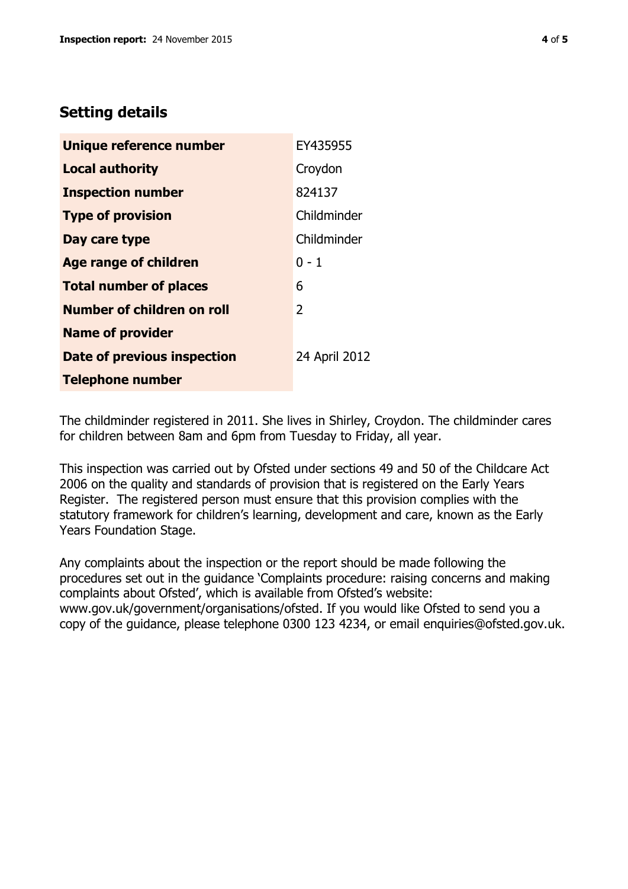## Setting details

| | |
|---|---|
| **Unique reference number** | EY435955 |
| **Local authority** | Croydon |
| **Inspection number** | 824137 |
| **Type of provision** | Childminder |
| **Day care type** | Childminder |
| **Age range of children** | 0 - 1 |
| **Total number of places** | 6 |
| **Number of children on roll** | 2 |
| **Name of provider** | |
| **Date of previous inspection** | 24 April 2012 |
| **Telephone number** | |

The childminder registered in 2011. She lives in Shirley, Croydon. The childminder cares for children between 8am and 6pm from Tuesday to Friday, all year.

This inspection was carried out by Ofsted under sections 49 and 50 of the Childcare Act 2006 on the quality and standards of provision that is registered on the Early Years Register. The registered person must ensure that this provision complies with the statutory framework for children's learning, development and care, known as the Early Years Foundation Stage.

Any complaints about the inspection or the report should be made following the procedures set out in the guidance 'Complaints procedure: raising concerns and making complaints about Ofsted', which is available from Ofsted's website: www.gov.uk/government/organisations/ofsted. If you would like Ofsted to send you a copy of the guidance, please telephone 0300 123 4234, or email enquiries@ofsted.gov.uk.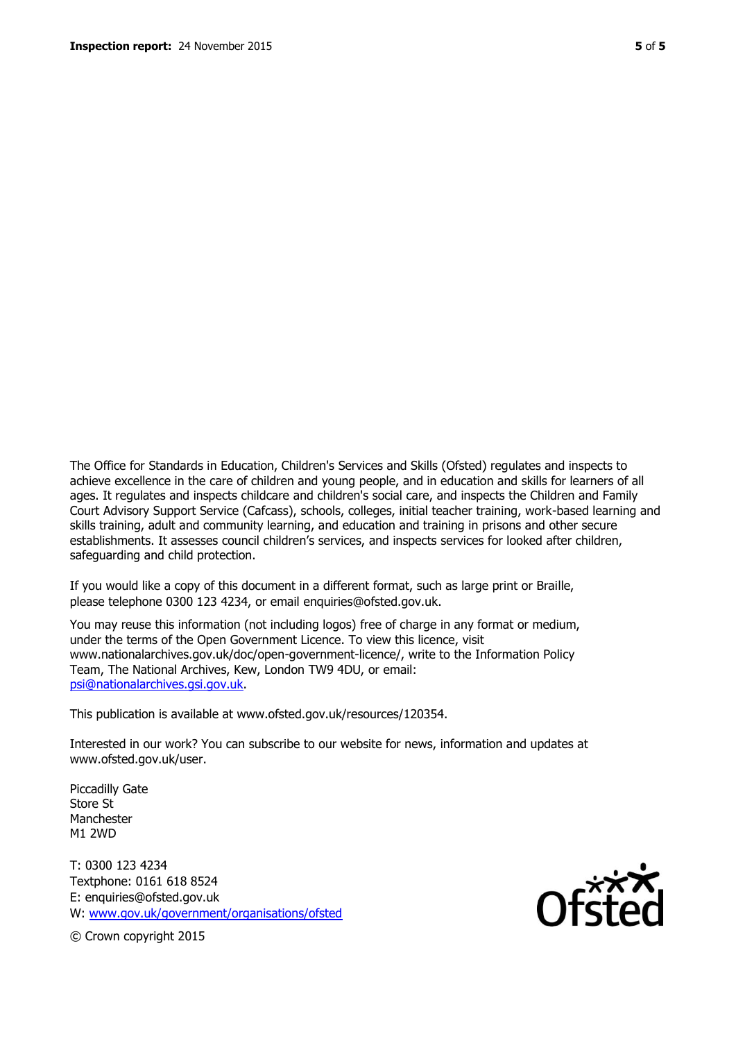The Office for Standards in Education, Children's Services and Skills (Ofsted) regulates and inspects to achieve excellence in the care of children and young people, and in education and skills for learners of all ages. It regulates and inspects childcare and children's social care, and inspects the Children and Family Court Advisory Support Service (Cafcass), schools, colleges, initial teacher training, work-based learning and skills training, adult and community learning, and education and training in prisons and other secure establishments. It assesses council children's services, and inspects services for looked after children, safeguarding and child protection.

If you would like a copy of this document in a different format, such as large print or Braille, please telephone 0300 123 4234, or email enquiries@ofsted.gov.uk.

You may reuse this information (not including logos) free of charge in any format or medium, under the terms of the Open Government Licence. To view this licence, visit www.nationalarchives.gov.uk/doc/open-government-licence/, write to the Information Policy Team, The National Archives, Kew, London TW9 4DU, or email: psi@nationalarchives.gsi.gov.uk.

This publication is available at www.ofsted.gov.uk/resources/120354.

Interested in our work? You can subscribe to our website for news, information and updates at www.ofsted.gov.uk/user.

Piccadilly Gate
Store St
Manchester
M1 2WD

T: 0300 123 4234
Textphone: 0161 618 8524
E: enquiries@ofsted.gov.uk
W: www.gov.uk/government/organisations/ofsted

© Crown copyright 2015